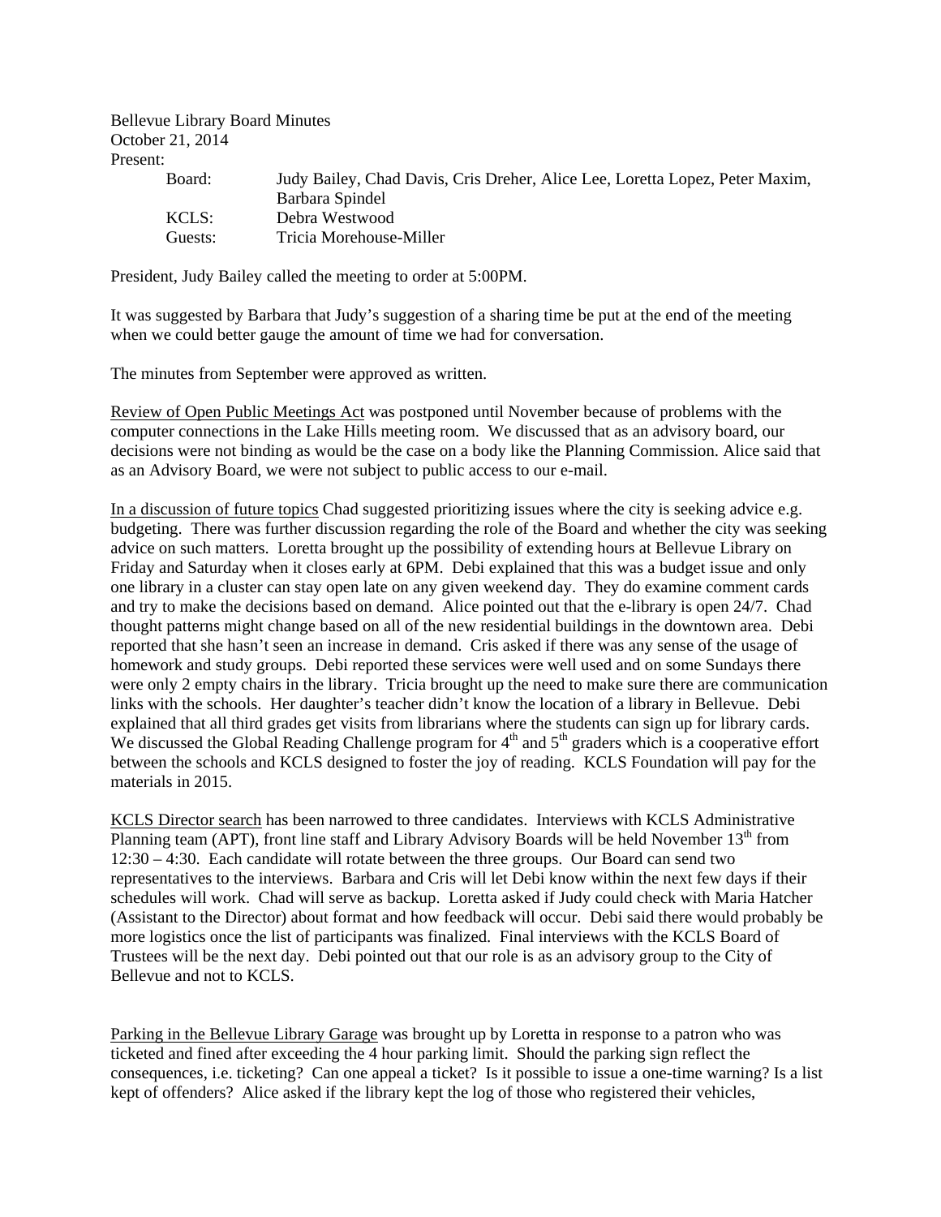Bellevue Library Board Minutes
October 21, 2014
Present:

| | |
|---|---|
| Board: | Judy Bailey, Chad Davis, Cris Dreher, Alice Lee, Loretta Lopez, Peter Maxim, Barbara Spindel |
| KCLS: | Debra Westwood |
| Guests: | Tricia Morehouse-Miller |

President, Judy Bailey called the meeting to order at 5:00PM.

It was suggested by Barbara that Judy's suggestion of a sharing time be put at the end of the meeting when we could better gauge the amount of time we had for conversation.

The minutes from September were approved as written.

<u>Review of Open Public Meetings Act</u> was postponed until November because of problems with the computer connections in the Lake Hills meeting room. We discussed that as an advisory board, our decisions were not binding as would be the case on a body like the Planning Commission. Alice said that as an Advisory Board, we were not subject to public access to our e-mail.

<u>In a discussion of future topics</u> Chad suggested prioritizing issues where the city is seeking advice e.g. budgeting. There was further discussion regarding the role of the Board and whether the city was seeking advice on such matters. Loretta brought up the possibility of extending hours at Bellevue Library on Friday and Saturday when it closes early at 6PM. Debi explained that this was a budget issue and only one library in a cluster can stay open late on any given weekend day. They do examine comment cards and try to make the decisions based on demand. Alice pointed out that the e-library is open 24/7. Chad thought patterns might change based on all of the new residential buildings in the downtown area. Debi reported that she hasn't seen an increase in demand. Cris asked if there was any sense of the usage of homework and study groups. Debi reported these services were well used and on some Sundays there were only 2 empty chairs in the library. Tricia brought up the need to make sure there are communication links with the schools. Her daughter's teacher didn't know the location of a library in Bellevue. Debi explained that all third grades get visits from librarians where the students can sign up for library cards. We discussed the Global Reading Challenge program for 4th and 5th graders which is a cooperative effort between the schools and KCLS designed to foster the joy of reading. KCLS Foundation will pay for the materials in 2015.

<u>KCLS Director search</u> has been narrowed to three candidates. Interviews with KCLS Administrative Planning team (APT), front line staff and Library Advisory Boards will be held November 13th from 12:30 – 4:30. Each candidate will rotate between the three groups. Our Board can send two representatives to the interviews. Barbara and Cris will let Debi know within the next few days if their schedules will work. Chad will serve as backup. Loretta asked if Judy could check with Maria Hatcher (Assistant to the Director) about format and how feedback will occur. Debi said there would probably be more logistics once the list of participants was finalized. Final interviews with the KCLS Board of Trustees will be the next day. Debi pointed out that our role is as an advisory group to the City of Bellevue and not to KCLS.

<u>Parking in the Bellevue Library Garage</u> was brought up by Loretta in response to a patron who was ticketed and fined after exceeding the 4 hour parking limit. Should the parking sign reflect the consequences, i.e. ticketing? Can one appeal a ticket? Is it possible to issue a one-time warning? Is a list kept of offenders? Alice asked if the library kept the log of those who registered their vehicles,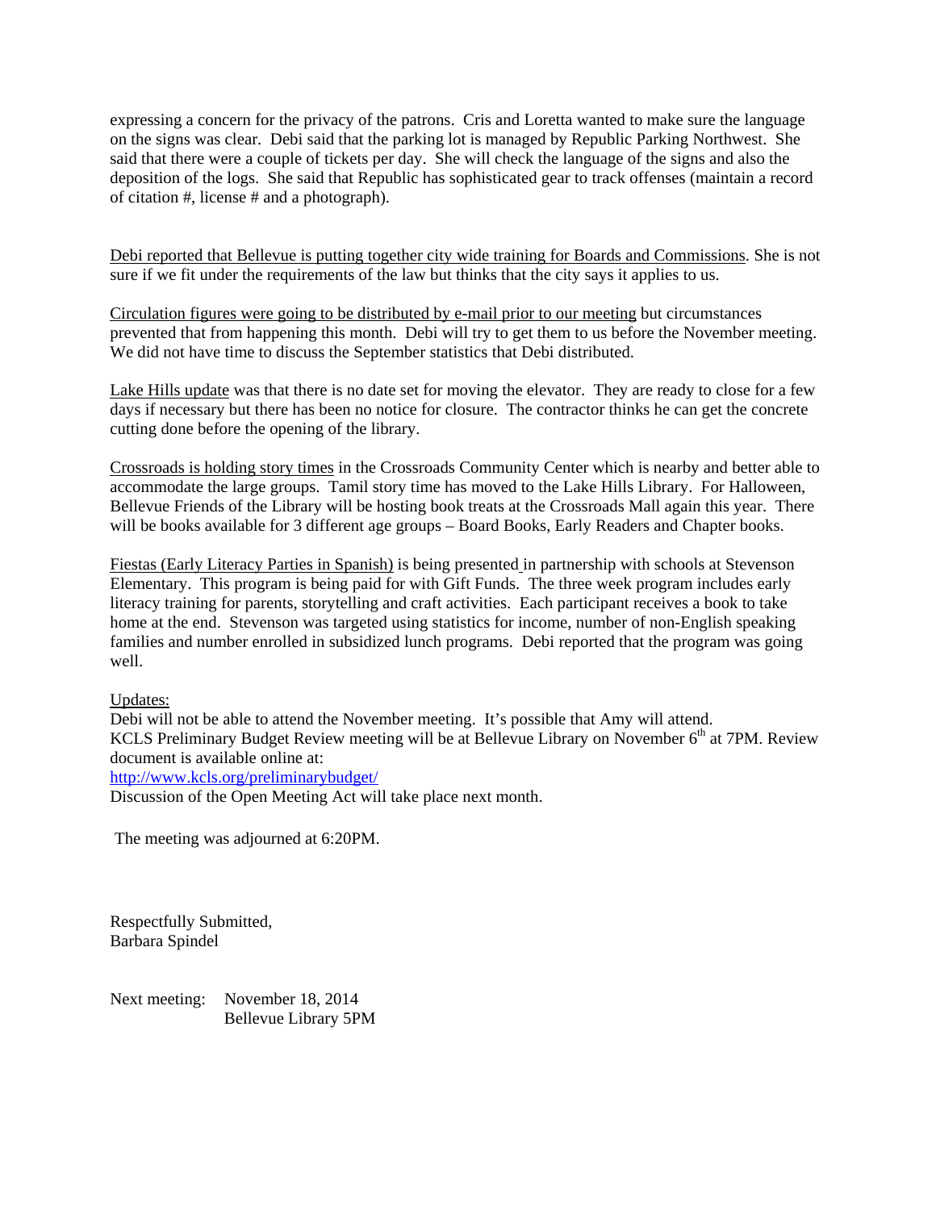expressing a concern for the privacy of the patrons. Cris and Loretta wanted to make sure the language on the signs was clear. Debi said that the parking lot is managed by Republic Parking Northwest. She said that there were a couple of tickets per day. She will check the language of the signs and also the deposition of the logs. She said that Republic has sophisticated gear to track offenses (maintain a record of citation #, license # and a photograph).

<u>Debi reported that Bellevue is putting together city wide training for Boards and Commissions</u>. She is not sure if we fit under the requirements of the law but thinks that the city says it applies to us.

<u>Circulation figures were going to be distributed by e-mail prior to our meeting</u> but circumstances prevented that from happening this month. Debi will try to get them to us before the November meeting. We did not have time to discuss the September statistics that Debi distributed.

<u>Lake Hills update</u> was that there is no date set for moving the elevator. They are ready to close for a few days if necessary but there has been no notice for closure. The contractor thinks he can get the concrete cutting done before the opening of the library.

<u>Crossroads is holding story times</u> in the Crossroads Community Center which is nearby and better able to accommodate the large groups. Tamil story time has moved to the Lake Hills Library. For Halloween, Bellevue Friends of the Library will be hosting book treats at the Crossroads Mall again this year. There will be books available for 3 different age groups – Board Books, Early Readers and Chapter books.

<u>Fiestas (Early Literacy Parties in Spanish)</u> is being presented in partnership with schools at Stevenson Elementary. This program is being paid for with Gift Funds. The three week program includes early literacy training for parents, storytelling and craft activities. Each participant receives a book to take home at the end. Stevenson was targeted using statistics for income, number of non-English speaking families and number enrolled in subsidized lunch programs. Debi reported that the program was going well.

<u>Updates:</u>
Debi will not be able to attend the November meeting. It's possible that Amy will attend.
KCLS Preliminary Budget Review meeting will be at Bellevue Library on November 6th at 7PM. Review document is available online at:
http://www.kcls.org/preliminarybudget/
Discussion of the Open Meeting Act will take place next month.

The meeting was adjourned at 6:20PM.

Respectfully Submitted,
Barbara Spindel

Next meeting: November 18, 2014
Bellevue Library 5PM